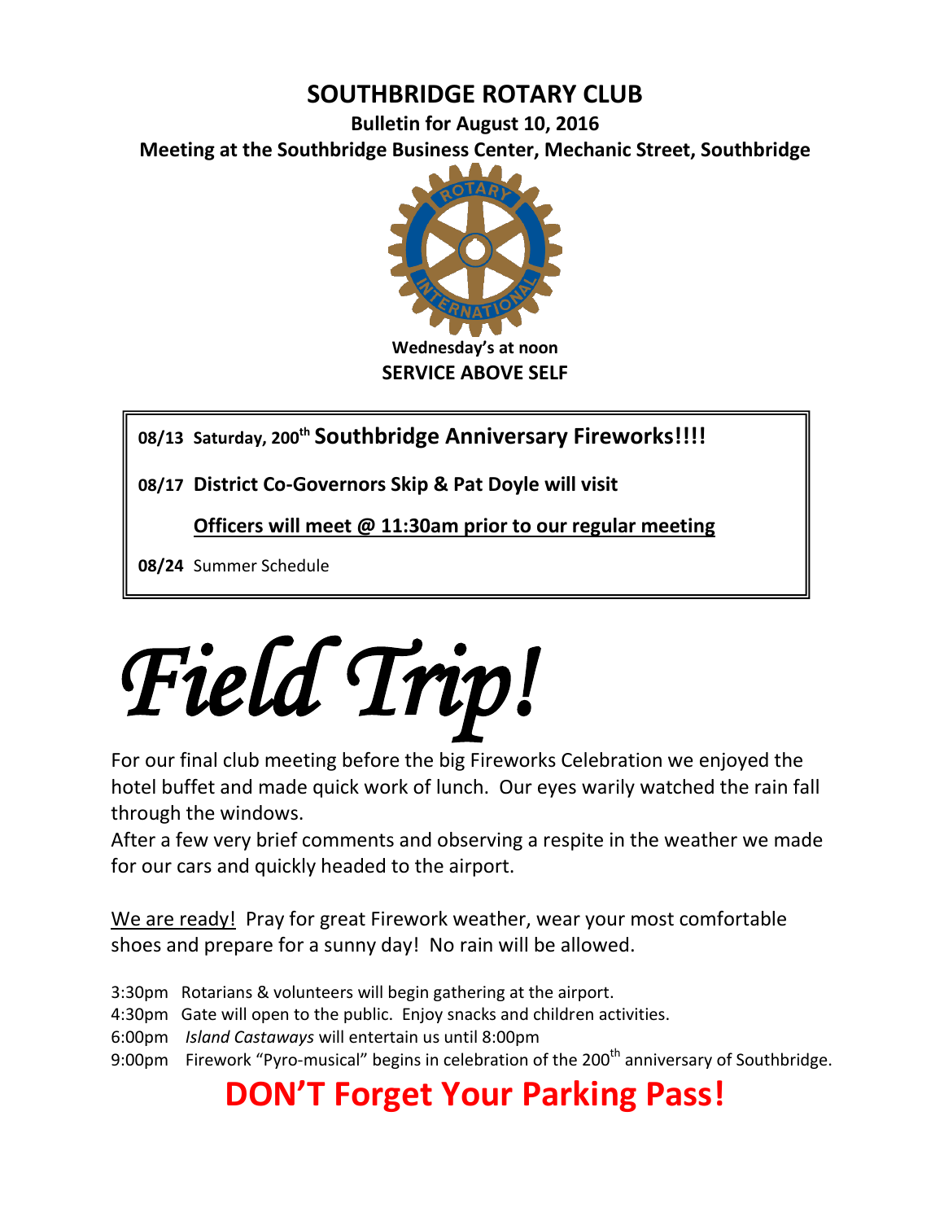# SOUTHBRIDGE ROTARY CLUB

**Bulletin for August 10, 2016**

**Meeting at the Southbridge Business Center, Mechanic Street, Southbridge**

**Wednesday's at noon**

**SERVICE ABOVE SELF**

**08/13 Saturday, 200th Southbridge Anniversary Fireworks!!!!**

**08/17 District Co-Governors Skip & Pat Doyle will visit**

**Officers will meet @ 11:30am prior to our regular meeting**

**08/24** Summer Schedule

# *Field Trip!*

For our final club meeting before the big Fireworks Celebration we enjoyed the hotel buffet and made quick work of lunch. Our eyes warily watched the rain fall through the windows.

After a few very brief comments and observing a respite in the weather we made for our cars and quickly headed to the airport.

We are ready! Pray for great Firework weather, wear your most comfortable shoes and prepare for a sunny day! No rain will be allowed.

3:30pm Rotarians & volunteers will begin gathering at the airport.
4:30pm Gate will open to the public. Enjoy snacks and children activities.
6:00pm *Island Castaways* will entertain us until 8:00pm
9:00pm Firework "Pyro-musical" begins in celebration of the 200th anniversary of Southbridge.

## DON'T Forget Your Parking Pass!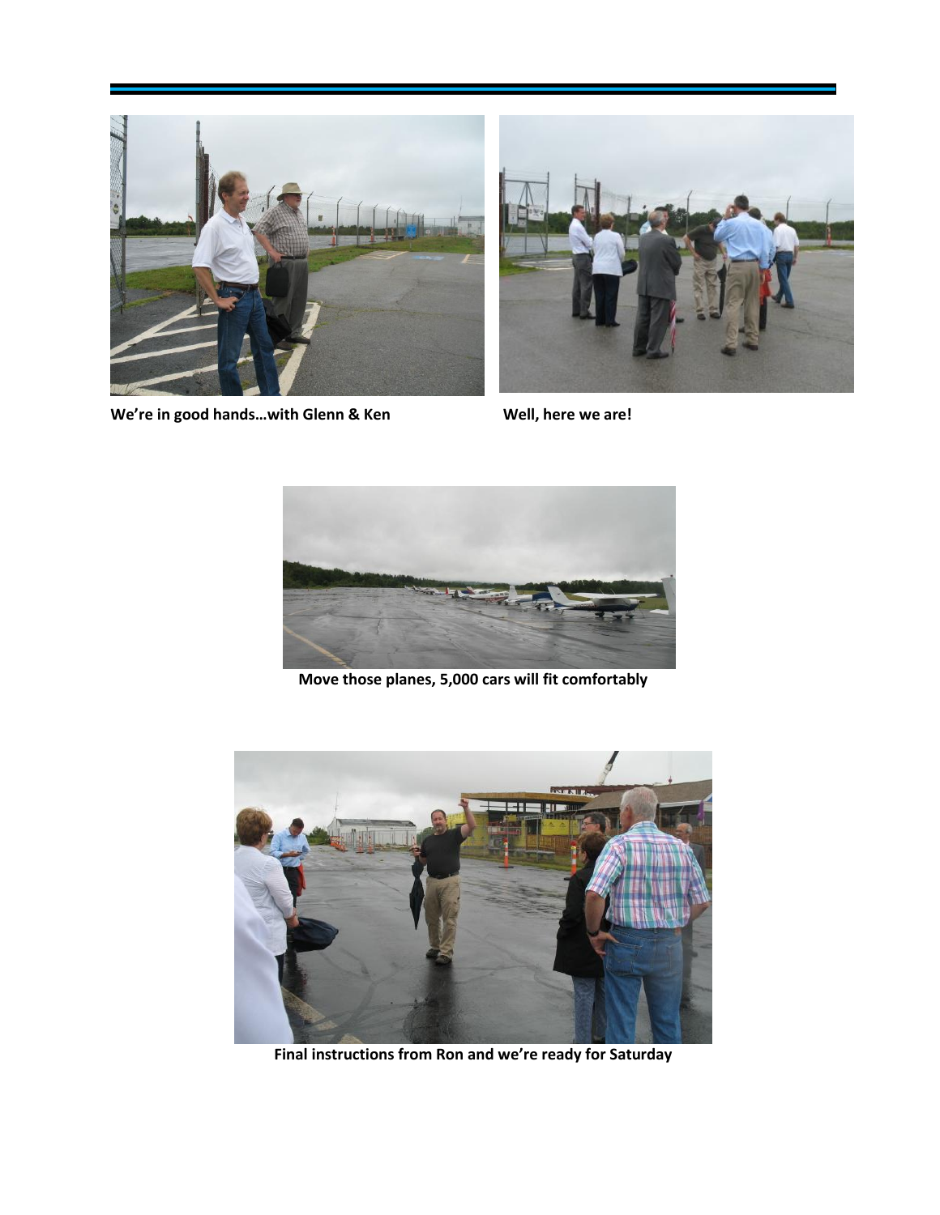**We're in good hands…with Glenn & Ken**

**Well, here we are!**

**Move those planes, 5,000 cars will fit comfortably**

**Final instructions from Ron and we're ready for Saturday**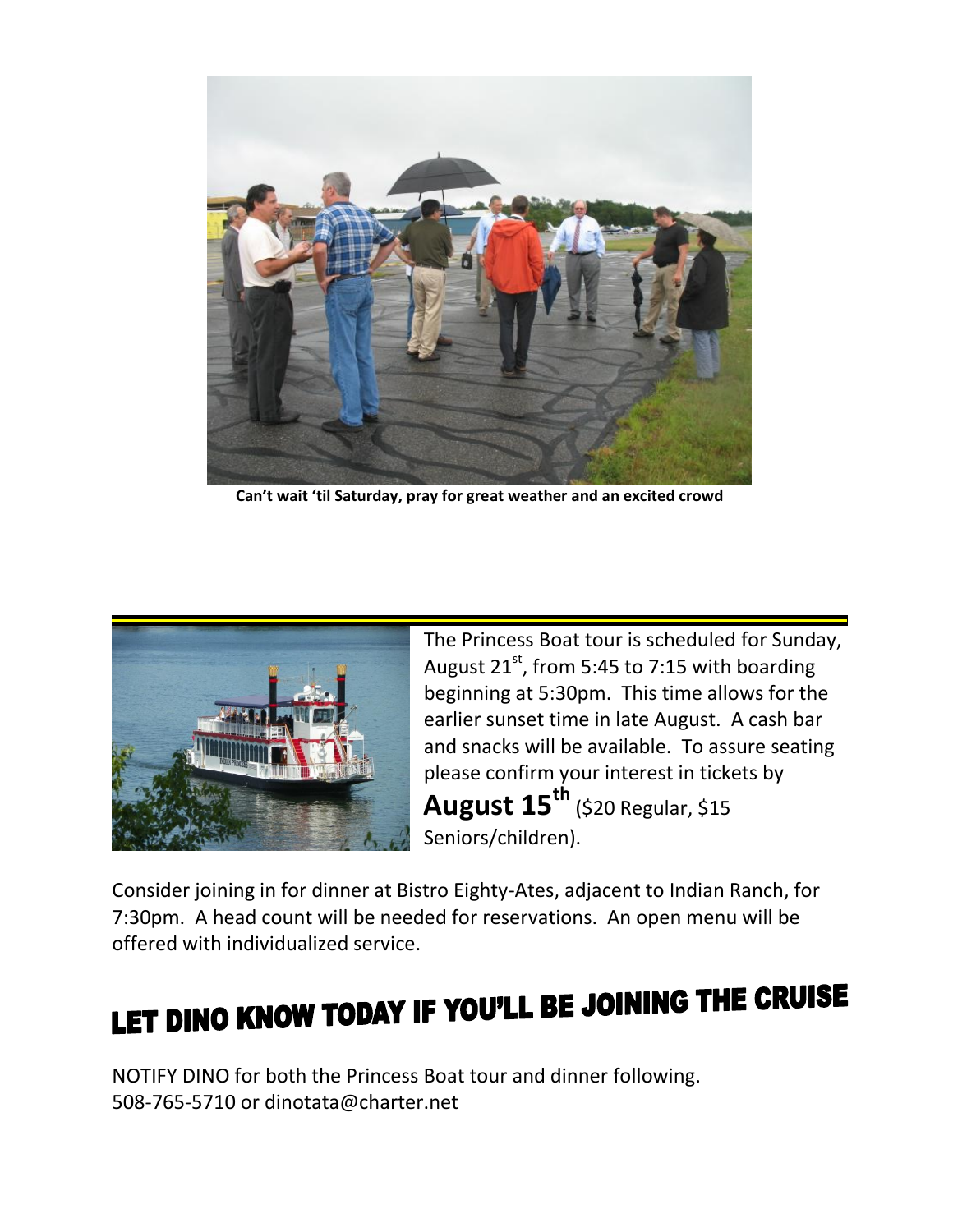**Can't wait 'til Saturday, pray for great weather and an excited crowd**

The Princess Boat tour is scheduled for Sunday, August 21st, from 5:45 to 7:15 with boarding beginning at 5:30pm. This time allows for the earlier sunset time in late August. A cash bar and snacks will be available. To assure seating please confirm your interest in tickets by **August 15th** ($20 Regular, $15 Seniors/children).

Consider joining in for dinner at Bistro Eighty-Ates, adjacent to Indian Ranch, for 7:30pm. A head count will be needed for reservations. An open menu will be offered with individualized service.

# LET DINO KNOW TODAY IF YOU'LL BE JOINING THE CRUISE

NOTIFY DINO for both the Princess Boat tour and dinner following.
508-765-5710 or dinotata@charter.net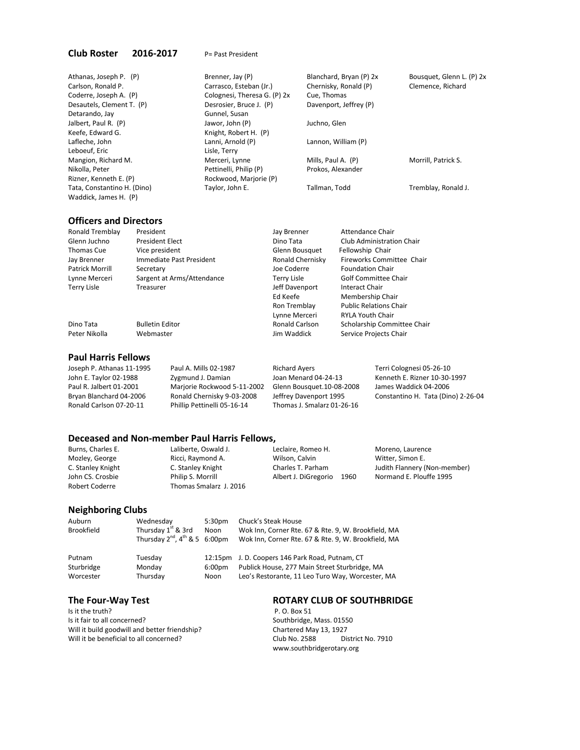## Club Roster 2016-2017

P= Past President

| | | | |
|---|---|---|---|
| Athanas, Joseph P. (P) | Brenner, Jay (P) | Blanchard, Bryan (P) 2x | Bousquet, Glenn L. (P) 2x |
| Carlson, Ronald P. | Carrasco, Esteban (Jr.) | Chernisky, Ronald (P) | Clemence, Richard |
| Coderre, Joseph A. (P) | Colognesi, Theresa G. (P) 2x | Cue, Thomas | |
| Desautels, Clement T. (P) | Desrosier, Bruce J. (P) | Davenport, Jeffrey (P) | |
| Detarando, Jay | Gunnel, Susan | | |
| Jalbert, Paul R. (P) | Jawor, John (P) | Juchno, Glen | |
| Keefe, Edward G. | Knight, Robert H. (P) | | |
| Lafleche, John | Lanni, Arnold (P) | Lannon, William (P) | |
| Leboeuf, Eric | Lisle, Terry | | |
| Mangion, Richard M. | Merceri, Lynne | Mills, Paul A. (P) | Morrill, Patrick S. |
| Nikolla, Peter | Pettinelli, Philip (P) | Prokos, Alexander | |
| Rizner, Kenneth E. (P) | Rockwood, Marjorie (P) | | |
| Tata, Constantino H. (Dino) | Taylor, John E. | Tallman, Todd | Tremblay, Ronald J. |
| Waddick, James H. (P) | | | |

## Officers and Directors

| | |
|---|---|
| Ronald Tremblay | President |
| Glenn Juchno | President Elect |
| Thomas Cue | Vice president |
| Jay Brenner | Immediate Past President |
| Patrick Morrill | Secretary |
| Lynne Merceri | Sargent at Arms/Attendance |
| Terry Lisle | Treasurer |
| Dino Tata | Bulletin Editor |
| Peter Nikolla | Webmaster |

| | |
|---|---|
| Jay Brenner | Attendance Chair |
| Dino Tata | Club Administration Chair |
| Glenn Bousquet | Fellowship Chair |
| Ronald Chernisky | Fireworks Committee Chair |
| Joe Coderre | Foundation Chair |
| Terry Lisle | Golf Committee Chair |
| Jeff Davenport | Interact Chair |
| Ed Keefe | Membership Chair |
| Ron Tremblay | Public Relations Chair |
| Lynne Merceri | RYLA Youth Chair |
| Ronald Carlson | Scholarship Committee Chair |
| Jim Waddick | Service Projects Chair |

## Paul Harris Fellows

| | | | |
|---|---|---|---|
| Joseph P. Athanas 11-1995 | Paul A. Mills 02-1987 | Richard Ayers | Terri Colognesi 05-26-10 |
| John E. Taylor 02-1988 | Zygmund J. Damian | Joan Menard 04-24-13 | Kenneth E. Rizner 10-30-1997 |
| Paul R. Jalbert 01-2001 | Marjorie Rockwood 5-11-2002 | Glenn Bousquet.10-08-2008 | James Waddick 04-2006 |
| Bryan Blanchard 04-2006 | Ronald Chernisky 9-03-2008 | Jeffrey Davenport 1995 | Constantino H. Tata (Dino) 2-26-04 |
| Ronald Carlson 07-20-11 | Phillip Pettinelli 05-16-14 | Thomas J. Smalarz 01-26-16 | |

## Deceased and Non-member Paul Harris Fellows,

| | | | |
|---|---|---|---|
| Burns, Charles E. | Laliberte, Oswald J. | Leclaire, Romeo H. | Moreno, Laurence |
| Mozley, George | Ricci, Raymond A. | Wilson, Calvin | Witter, Simon E. |
| C. Stanley Knight | C. Stanley Knight | Charles T. Parham | Judith Flannery (Non-member) |
| John CS. Crosbie | Philip S. Morrill | Albert J. DiGregorio 1960 | Normand E. Plouffe 1995 |
| Robert Coderre | Thomas Smalarz J. 2016 | | |

## Neighboring Clubs

| | | | |
|---|---|---|---|
| Auburn | Wednesday | 5:30pm | Chuck's Steak House |
| Brookfield | Thursday 1st & 3rd | Noon | Wok Inn, Corner Rte. 67 & Rte. 9, W. Brookfield, MA |
| | Thursday 2nd, 4th & 5 | 6:00pm | Wok Inn, Corner Rte. 67 & Rte. 9, W. Brookfield, MA |
| Putnam | Tuesday | 12:15pm | J. D. Coopers 146 Park Road, Putnam, CT |
| Sturbridge | Monday | 6:00pm | Publick House, 277 Main Street Sturbridge, MA |
| Worcester | Thursday | Noon | Leo's Restorante, 11 Leo Turo Way, Worcester, MA |

## The Four-Way Test

Is it the truth?
Is it fair to all concerned?
Will it build goodwill and better friendship?
Will it be beneficial to all concerned?

## ROTARY CLUB OF SOUTHBRIDGE

P. O. Box 51
Southbridge, Mass. 01550
Chartered May 13, 1927
Club No. 2588 District No. 7910
www.southbridgerotary.org